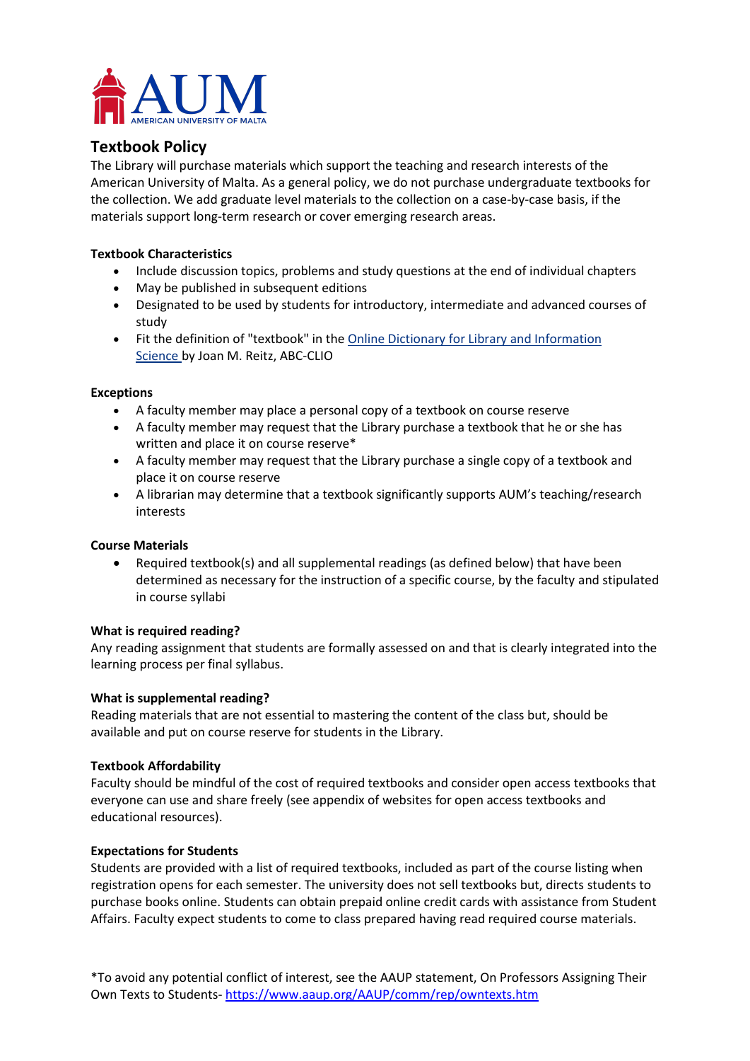# Textbook Policy

The Library will purchase materials which support the teaching and research interests of the American University of Malta. As a general policy, we do not purchase undergraduate textbooks for the collection. We add graduate level materials to the collection on a case-by-case basis, if the materials support long-term research or cover emerging research areas.

**Textbook Characteristics**

- Include discussion topics, problems and study questions at the end of individual chapters
- May be published in subsequent editions
- Designated to be used by students for introductory, intermediate and advanced courses of study
- Fit the definition of "textbook" in the [Online Dictionary for Library and Information Science](#) by Joan M. Reitz, ABC-CLIO

**Exceptions**

- A faculty member may place a personal copy of a textbook on course reserve
- A faculty member may request that the Library purchase a textbook that he or she has written and place it on course reserve*
- A faculty member may request that the Library purchase a single copy of a textbook and place it on course reserve
- A librarian may determine that a textbook significantly supports AUM's teaching/research interests

**Course Materials**

- Required textbook(s) and all supplemental readings (as defined below) that have been determined as necessary for the instruction of a specific course, by the faculty and stipulated in course syllabi

**What is required reading?**

Any reading assignment that students are formally assessed on and that is clearly integrated into the learning process per final syllabus.

**What is supplemental reading?**

Reading materials that are not essential to mastering the content of the class but, should be available and put on course reserve for students in the Library.

**Textbook Affordability**

Faculty should be mindful of the cost of required textbooks and consider open access textbooks that everyone can use and share freely (see appendix of websites for open access textbooks and educational resources).

**Expectations for Students**

Students are provided with a list of required textbooks, included as part of the course listing when registration opens for each semester. The university does not sell textbooks but, directs students to purchase books online. Students can obtain prepaid online credit cards with assistance from Student Affairs. Faculty expect students to come to class prepared having read required course materials.

*To avoid any potential conflict of interest, see the AAUP statement, On Professors Assigning Their Own Texts to Students- https://www.aaup.org/AAUP/comm/rep/owntexts.htm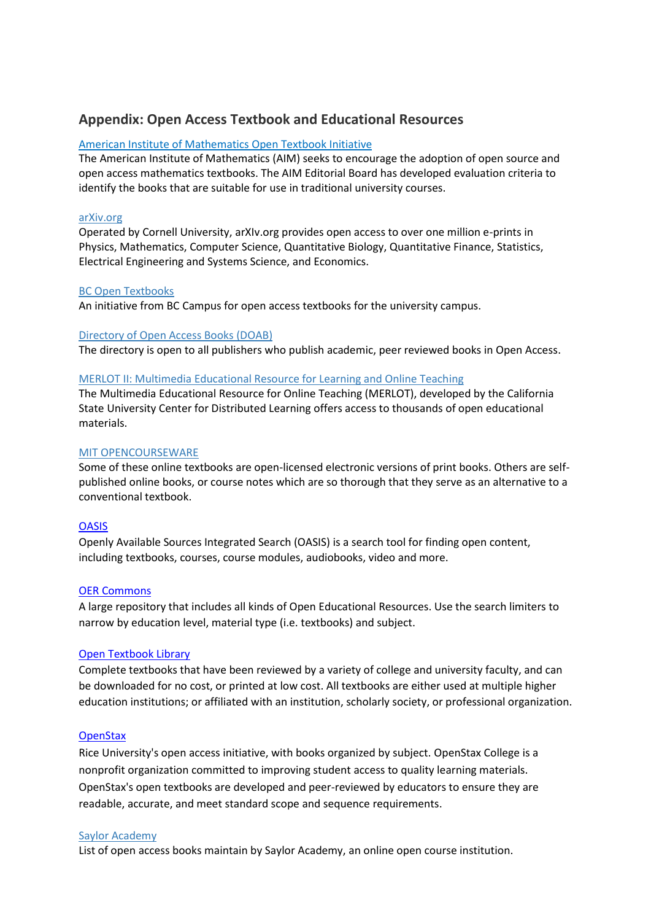## Appendix: Open Access Textbook and Educational Resources

[American Institute of Mathematics Open Textbook Initiative]

The American Institute of Mathematics (AIM) seeks to encourage the adoption of open source and open access mathematics textbooks. The AIM Editorial Board has developed evaluation criteria to identify the books that are suitable for use in traditional university courses.

[arXiv.org]

Operated by Cornell University, arXIv.org provides open access to over one million e-prints in Physics, Mathematics, Computer Science, Quantitative Biology, Quantitative Finance, Statistics, Electrical Engineering and Systems Science, and Economics.

[BC Open Textbooks]

An initiative from BC Campus for open access textbooks for the university campus.

[Directory of Open Access Books (DOAB)]

The directory is open to all publishers who publish academic, peer reviewed books in Open Access.

[MERLOT II: Multimedia Educational Resource for Learning and Online Teaching]

The Multimedia Educational Resource for Online Teaching (MERLOT), developed by the California State University Center for Distributed Learning offers access to thousands of open educational materials.

[MIT OPENCOURSEWARE]

Some of these online textbooks are open-licensed electronic versions of print books. Others are self-published online books, or course notes which are so thorough that they serve as an alternative to a conventional textbook.

[OASIS]

Openly Available Sources Integrated Search (OASIS) is a search tool for finding open content, including textbooks, courses, course modules, audiobooks, video and more.

[OER Commons]

A large repository that includes all kinds of Open Educational Resources. Use the search limiters to narrow by education level, material type (i.e. textbooks) and subject.

[Open Textbook Library]

Complete textbooks that have been reviewed by a variety of college and university faculty, and can be downloaded for no cost, or printed at low cost. All textbooks are either used at multiple higher education institutions; or affiliated with an institution, scholarly society, or professional organization.

[OpenStax]

Rice University's open access initiative, with books organized by subject. OpenStax College is a nonprofit organization committed to improving student access to quality learning materials. OpenStax's open textbooks are developed and peer-reviewed by educators to ensure they are readable, accurate, and meet standard scope and sequence requirements.

[Saylor Academy]

List of open access books maintain by Saylor Academy, an online open course institution.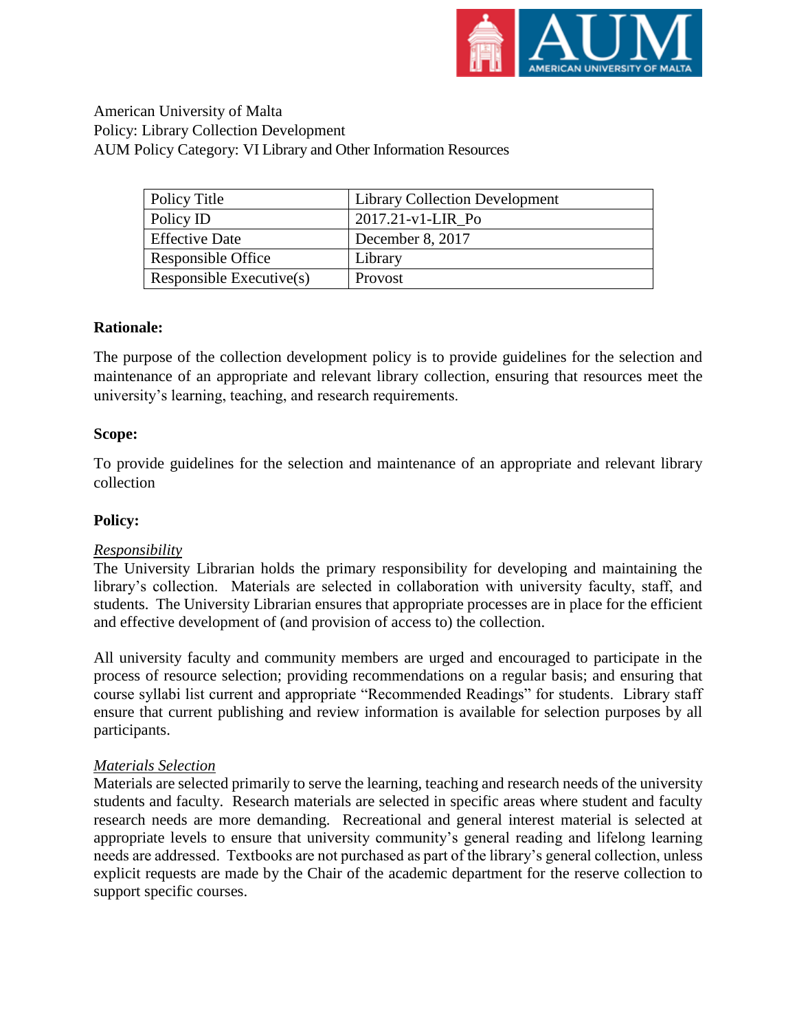American University of Malta
Policy: Library Collection Development
AUM Policy Category: VI Library and Other Information Resources

| Policy Title | Library Collection Development |
|---|---|
| Policy ID | 2017.21-v1-LIR_Po |
| Effective Date | December 8, 2017 |
| Responsible Office | Library |
| Responsible Executive(s) | Provost |

**Rationale:**

The purpose of the collection development policy is to provide guidelines for the selection and maintenance of an appropriate and relevant library collection, ensuring that resources meet the university's learning, teaching, and research requirements.

**Scope:**

To provide guidelines for the selection and maintenance of an appropriate and relevant library collection

**Policy:**

*Responsibility*

The University Librarian holds the primary responsibility for developing and maintaining the library's collection. Materials are selected in collaboration with university faculty, staff, and students. The University Librarian ensures that appropriate processes are in place for the efficient and effective development of (and provision of access to) the collection.

All university faculty and community members are urged and encouraged to participate in the process of resource selection; providing recommendations on a regular basis; and ensuring that course syllabi list current and appropriate "Recommended Readings" for students. Library staff ensure that current publishing and review information is available for selection purposes by all participants.

*Materials Selection*

Materials are selected primarily to serve the learning, teaching and research needs of the university students and faculty. Research materials are selected in specific areas where student and faculty research needs are more demanding. Recreational and general interest material is selected at appropriate levels to ensure that university community's general reading and lifelong learning needs are addressed. Textbooks are not purchased as part of the library's general collection, unless explicit requests are made by the Chair of the academic department for the reserve collection to support specific courses.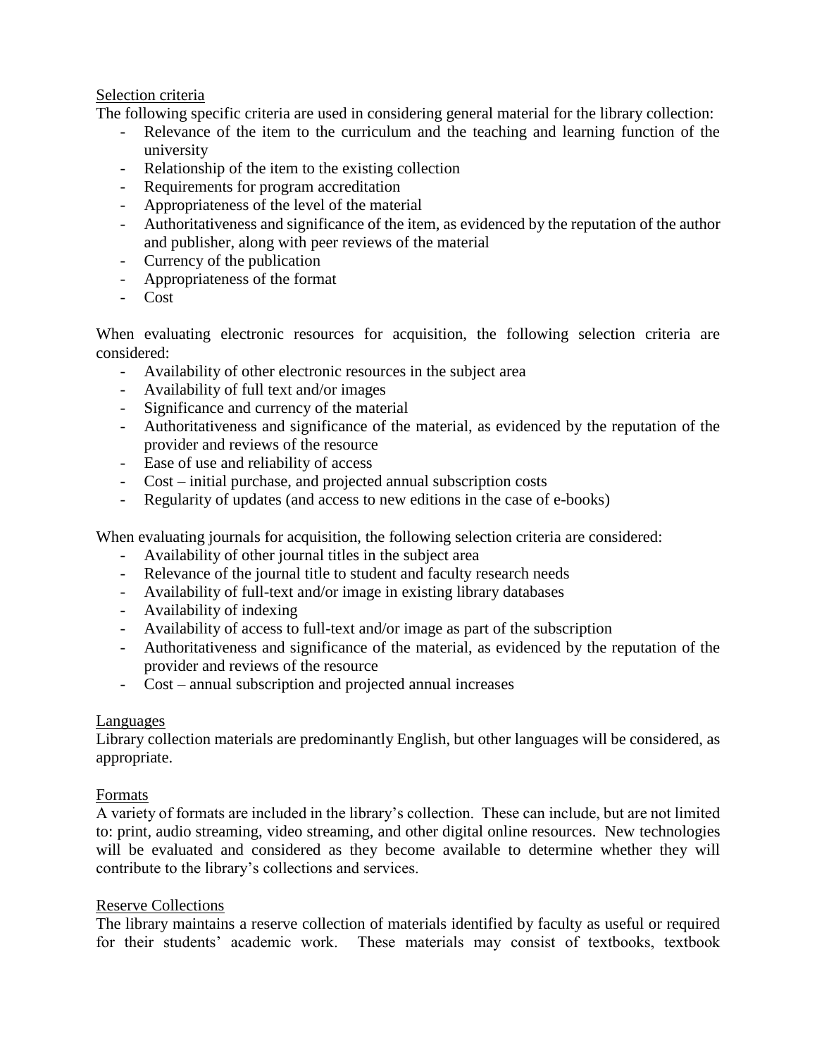## Selection criteria

The following specific criteria are used in considering general material for the library collection:

- Relevance of the item to the curriculum and the teaching and learning function of the university
- Relationship of the item to the existing collection
- Requirements for program accreditation
- Appropriateness of the level of the material
- Authoritativeness and significance of the item, as evidenced by the reputation of the author and publisher, along with peer reviews of the material
- Currency of the publication
- Appropriateness of the format
- Cost

When evaluating electronic resources for acquisition, the following selection criteria are considered:

- Availability of other electronic resources in the subject area
- Availability of full text and/or images
- Significance and currency of the material
- Authoritativeness and significance of the material, as evidenced by the reputation of the provider and reviews of the resource
- Ease of use and reliability of access
- Cost – initial purchase, and projected annual subscription costs
- Regularity of updates (and access to new editions in the case of e-books)

When evaluating journals for acquisition, the following selection criteria are considered:

- Availability of other journal titles in the subject area
- Relevance of the journal title to student and faculty research needs
- Availability of full-text and/or image in existing library databases
- Availability of indexing
- Availability of access to full-text and/or image as part of the subscription
- Authoritativeness and significance of the material, as evidenced by the reputation of the provider and reviews of the resource
- Cost – annual subscription and projected annual increases

## Languages

Library collection materials are predominantly English, but other languages will be considered, as appropriate.

## Formats

A variety of formats are included in the library's collection. These can include, but are not limited to: print, audio streaming, video streaming, and other digital online resources. New technologies will be evaluated and considered as they become available to determine whether they will contribute to the library's collections and services.

## Reserve Collections

The library maintains a reserve collection of materials identified by faculty as useful or required for their students' academic work. These materials may consist of textbooks, textbook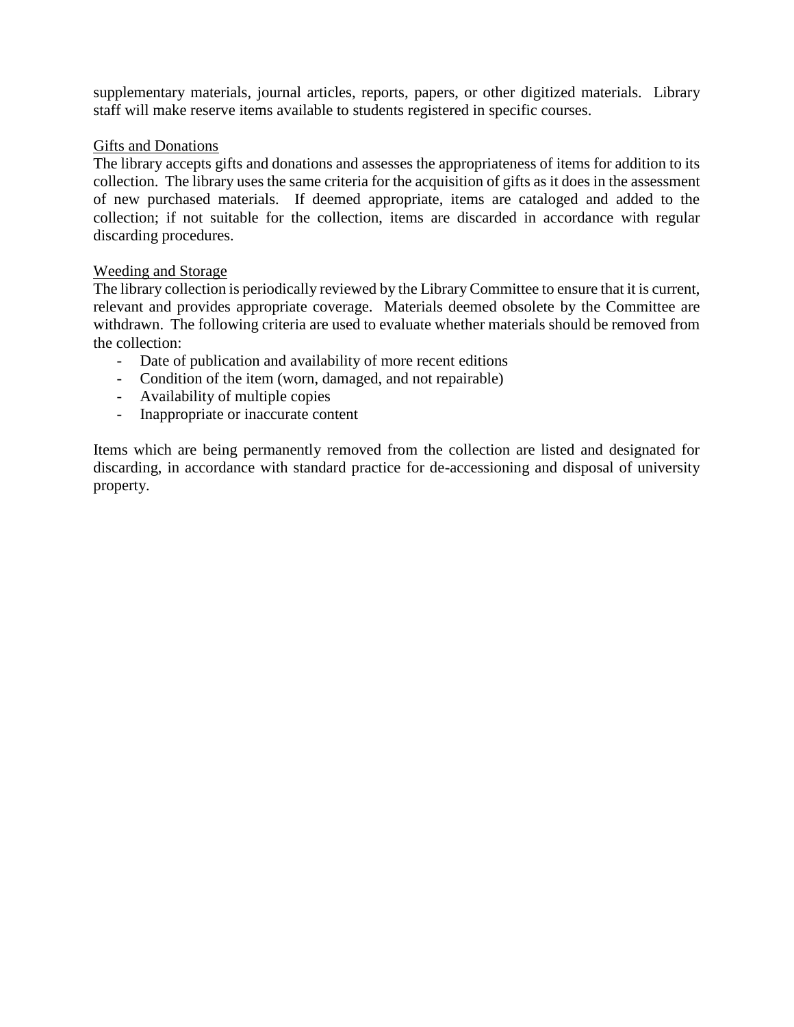supplementary materials, journal articles, reports, papers, or other digitized materials. Library staff will make reserve items available to students registered in specific courses.

### Gifts and Donations

The library accepts gifts and donations and assesses the appropriateness of items for addition to its collection. The library uses the same criteria for the acquisition of gifts as it does in the assessment of new purchased materials. If deemed appropriate, items are cataloged and added to the collection; if not suitable for the collection, items are discarded in accordance with regular discarding procedures.

### Weeding and Storage

The library collection is periodically reviewed by the Library Committee to ensure that it is current, relevant and provides appropriate coverage. Materials deemed obsolete by the Committee are withdrawn. The following criteria are used to evaluate whether materials should be removed from the collection:

- Date of publication and availability of more recent editions
- Condition of the item (worn, damaged, and not repairable)
- Availability of multiple copies
- Inappropriate or inaccurate content

Items which are being permanently removed from the collection are listed and designated for discarding, in accordance with standard practice for de-accessioning and disposal of university property.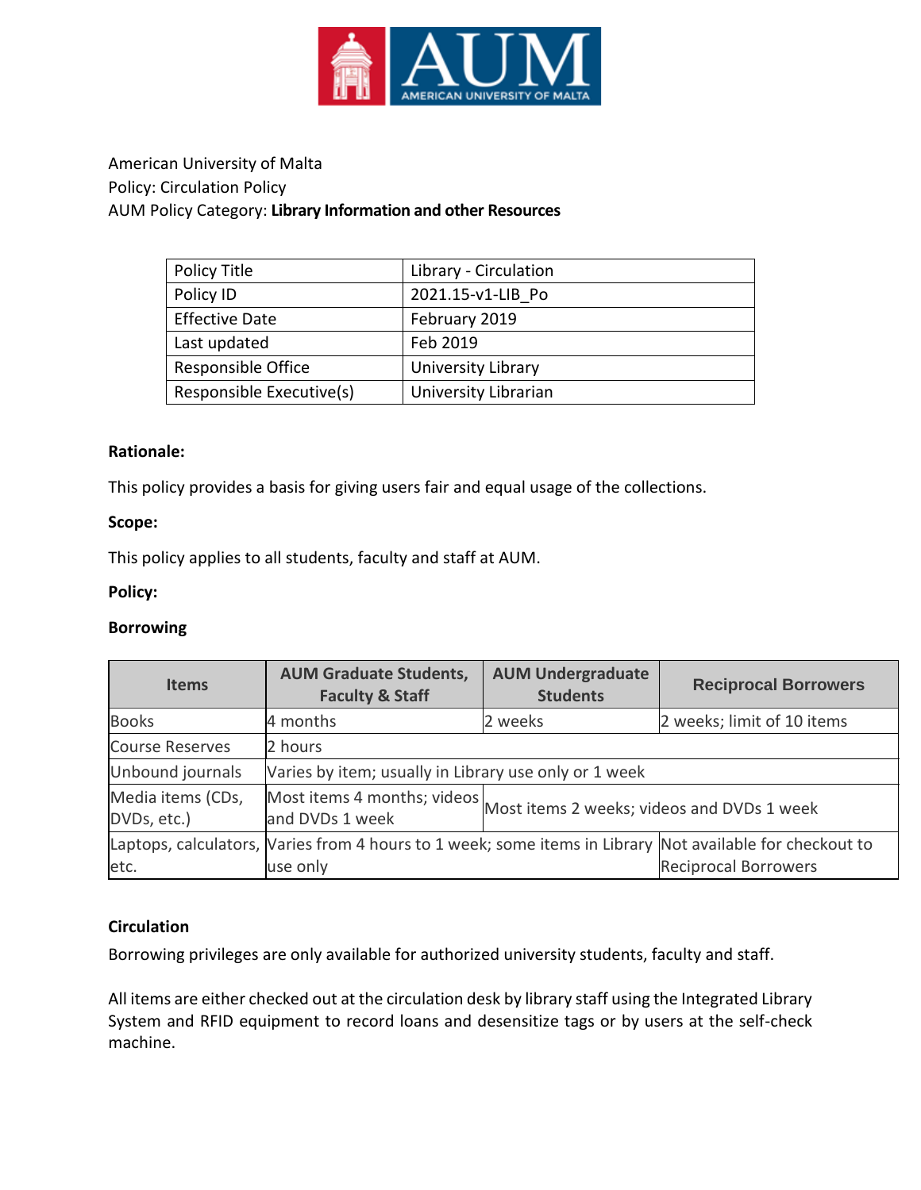American University of Malta
Policy: Circulation Policy
AUM Policy Category: **Library Information and other Resources**

| Policy Title | Library - Circulation |
|---|---|
| Policy ID | 2021.15-v1-LIB_Po |
| Effective Date | February 2019 |
| Last updated | Feb 2019 |
| Responsible Office | University Library |
| Responsible Executive(s) | University Librarian |

**Rationale:**

This policy provides a basis for giving users fair and equal usage of the collections.

**Scope:**

This policy applies to all students, faculty and staff at AUM.

**Policy:**

**Borrowing**

| Items | AUM Graduate Students, Faculty & Staff | AUM Undergraduate Students | Reciprocal Borrowers |
|---|---|---|---|
| Books | 4 months | 2 weeks | 2 weeks; limit of 10 items |
| Course Reserves | 2 hours | | |
| Unbound journals | Varies by item; usually in Library use only or 1 week | | |
| Media items (CDs, DVDs, etc.) | Most items 4 months; videos and DVDs 1 week | Most items 2 weeks; videos and DVDs 1 week | |
| Laptops, calculators, etc. | Varies from 4 hours to 1 week; some items in Library use only | | Not available for checkout to Reciprocal Borrowers |

**Circulation**

Borrowing privileges are only available for authorized university students, faculty and staff.

All items are either checked out at the circulation desk by library staff using the Integrated Library System and RFID equipment to record loans and desensitize tags or by users at the self-check machine.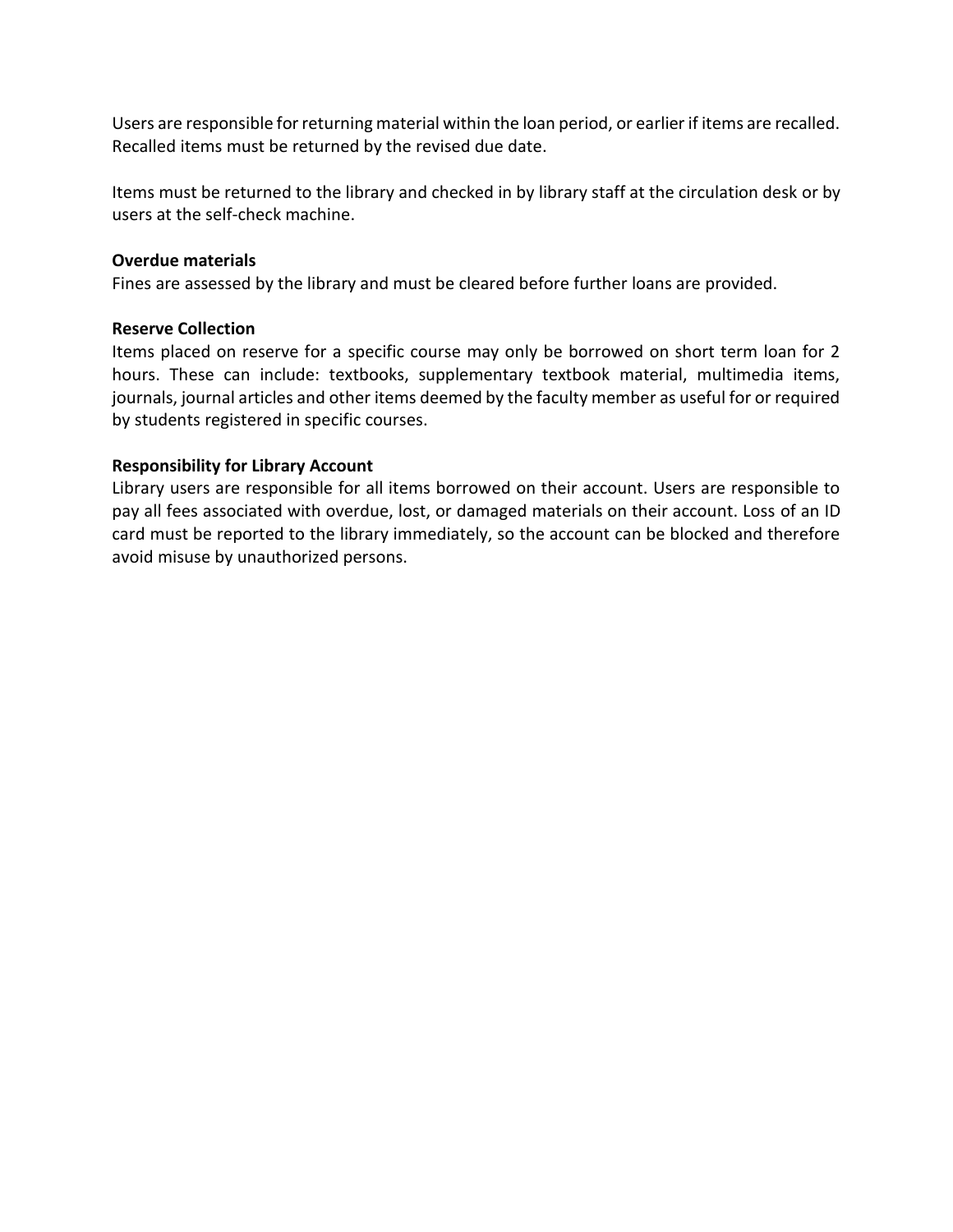Users are responsible for returning material within the loan period, or earlier if items are recalled. Recalled items must be returned by the revised due date.

Items must be returned to the library and checked in by library staff at the circulation desk or by users at the self-check machine.

**Overdue materials**
Fines are assessed by the library and must be cleared before further loans are provided.

**Reserve Collection**
Items placed on reserve for a specific course may only be borrowed on short term loan for 2 hours. These can include: textbooks, supplementary textbook material, multimedia items, journals, journal articles and other items deemed by the faculty member as useful for or required by students registered in specific courses.

**Responsibility for Library Account**
Library users are responsible for all items borrowed on their account. Users are responsible to pay all fees associated with overdue, lost, or damaged materials on their account. Loss of an ID card must be reported to the library immediately, so the account can be blocked and therefore avoid misuse by unauthorized persons.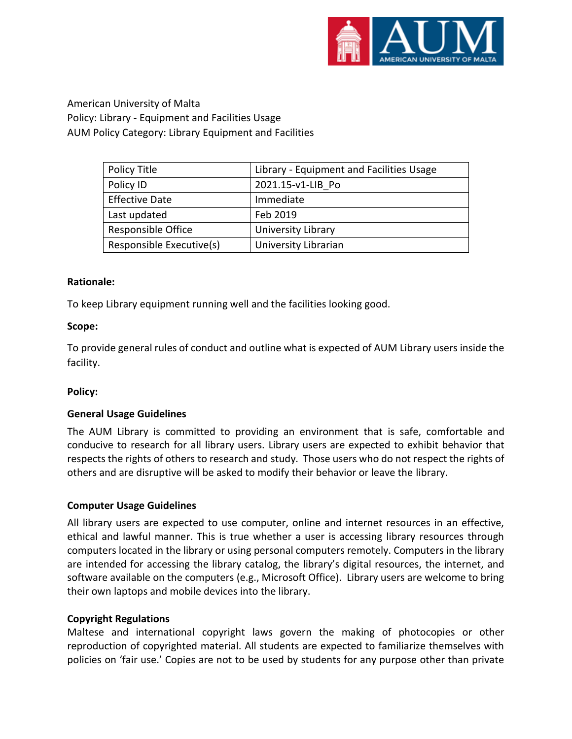American University of Malta
Policy: Library - Equipment and Facilities Usage
AUM Policy Category: Library Equipment and Facilities

| Policy Title | Library - Equipment and Facilities Usage |
| --- | --- |
| Policy ID | 2021.15-v1-LIB_Po |
| Effective Date | Immediate |
| Last updated | Feb 2019 |
| Responsible Office | University Library |
| Responsible Executive(s) | University Librarian |

**Rationale:**

To keep Library equipment running well and the facilities looking good.

**Scope:**

To provide general rules of conduct and outline what is expected of AUM Library users inside the facility.

**Policy:**

**General Usage Guidelines**

The AUM Library is committed to providing an environment that is safe, comfortable and conducive to research for all library users. Library users are expected to exhibit behavior that respects the rights of others to research and study. Those users who do not respect the rights of others and are disruptive will be asked to modify their behavior or leave the library.

**Computer Usage Guidelines**

All library users are expected to use computer, online and internet resources in an effective, ethical and lawful manner. This is true whether a user is accessing library resources through computers located in the library or using personal computers remotely. Computers in the library are intended for accessing the library catalog, the library's digital resources, the internet, and software available on the computers (e.g., Microsoft Office). Library users are welcome to bring their own laptops and mobile devices into the library.

**Copyright Regulations**

Maltese and international copyright laws govern the making of photocopies or other reproduction of copyrighted material. All students are expected to familiarize themselves with policies on 'fair use.' Copies are not to be used by students for any purpose other than private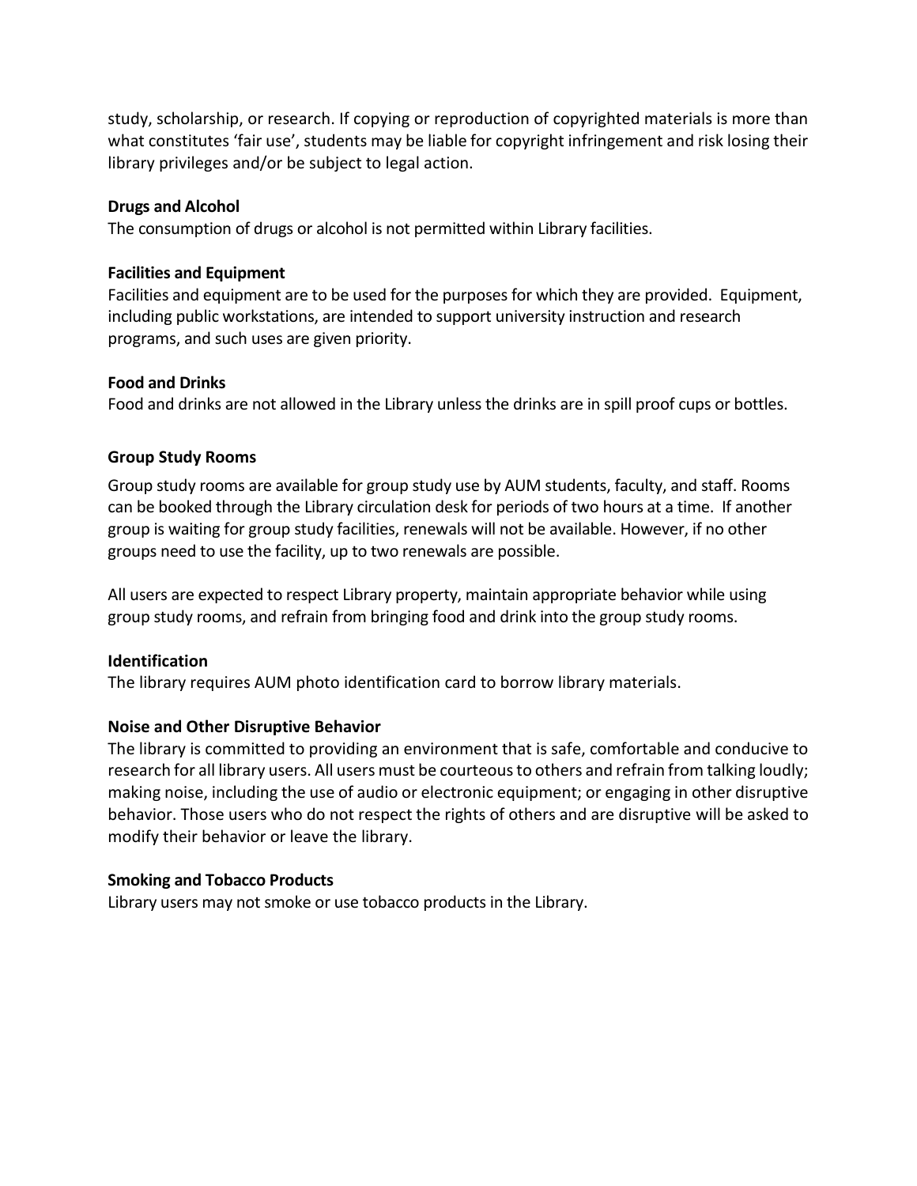study, scholarship, or research. If copying or reproduction of copyrighted materials is more than what constitutes 'fair use', students may be liable for copyright infringement and risk losing their library privileges and/or be subject to legal action.

**Drugs and Alcohol**

The consumption of drugs or alcohol is not permitted within Library facilities.

**Facilities and Equipment**

Facilities and equipment are to be used for the purposes for which they are provided. Equipment, including public workstations, are intended to support university instruction and research programs, and such uses are given priority.

**Food and Drinks**

Food and drinks are not allowed in the Library unless the drinks are in spill proof cups or bottles.

**Group Study Rooms**

Group study rooms are available for group study use by AUM students, faculty, and staff. Rooms can be booked through the Library circulation desk for periods of two hours at a time. If another group is waiting for group study facilities, renewals will not be available. However, if no other groups need to use the facility, up to two renewals are possible.

All users are expected to respect Library property, maintain appropriate behavior while using group study rooms, and refrain from bringing food and drink into the group study rooms.

**Identification**

The library requires AUM photo identification card to borrow library materials.

**Noise and Other Disruptive Behavior**

The library is committed to providing an environment that is safe, comfortable and conducive to research for all library users. All users must be courteous to others and refrain from talking loudly; making noise, including the use of audio or electronic equipment; or engaging in other disruptive behavior. Those users who do not respect the rights of others and are disruptive will be asked to modify their behavior or leave the library.

**Smoking and Tobacco Products**

Library users may not smoke or use tobacco products in the Library.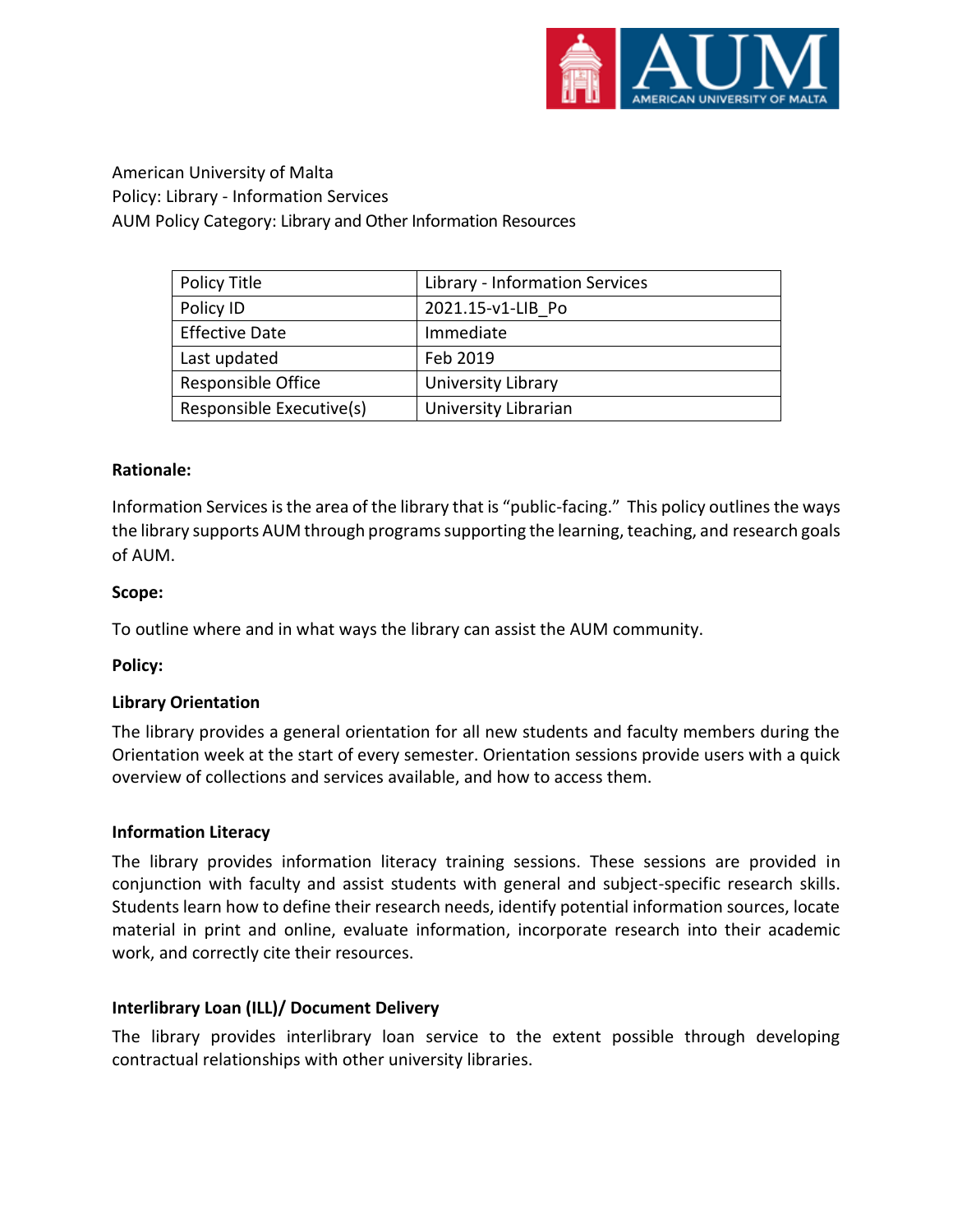American University of Malta
Policy: Library - Information Services
AUM Policy Category: Library and Other Information Resources

| | |
|---|---|
| Policy Title | Library - Information Services |
| Policy ID | 2021.15-v1-LIB_Po |
| Effective Date | Immediate |
| Last updated | Feb 2019 |
| Responsible Office | University Library |
| Responsible Executive(s) | University Librarian |

**Rationale:**

Information Services is the area of the library that is "public-facing." This policy outlines the ways the library supports AUM through programs supporting the learning, teaching, and research goals of AUM.

**Scope:**

To outline where and in what ways the library can assist the AUM community.

**Policy:**

**Library Orientation**

The library provides a general orientation for all new students and faculty members during the Orientation week at the start of every semester. Orientation sessions provide users with a quick overview of collections and services available, and how to access them.

**Information Literacy**

The library provides information literacy training sessions. These sessions are provided in conjunction with faculty and assist students with general and subject-specific research skills. Students learn how to define their research needs, identify potential information sources, locate material in print and online, evaluate information, incorporate research into their academic work, and correctly cite their resources.

**Interlibrary Loan (ILL)/ Document Delivery**

The library provides interlibrary loan service to the extent possible through developing contractual relationships with other university libraries.